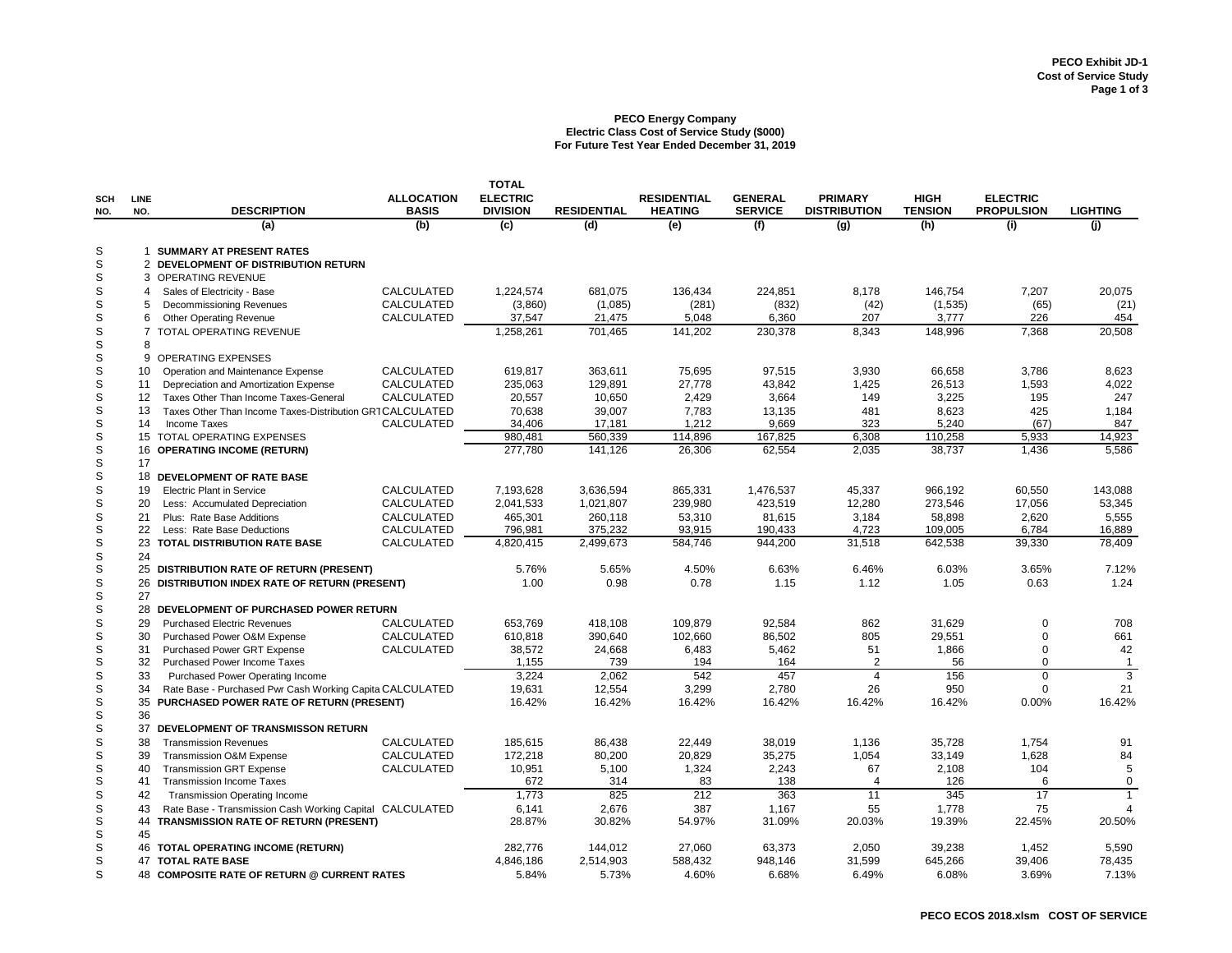**PECO Exhibit JD-1**
**Cost of Service Study**

## PECO Energy Company
### Electric Class Cost of Service Study ($000)
### For Future Test Year Ended December 31, 2019

| SCH NO. | LINE NO. | DESCRIPTION | ALLOCATION BASIS | TOTAL ELECTRIC DIVISION | RESIDENTIAL | RESIDENTIAL HEATING | GENERAL SERVICE | PRIMARY DISTRIBUTION | HIGH TENSION | ELECTRIC PROPULSION | LIGHTING |
|---|---|---|---|---|---|---|---|---|---|---|---|
| | | (a) | (b) | (c) | (d) | (e) | (f) | (g) | (h) | (i) | (j) |
| S | 1 | **SUMMARY AT PRESENT RATES** | | | | | | | | | |
| S | 2 | **DEVELOPMENT OF DISTRIBUTION RETURN** | | | | | | | | | |
| S | 3 | OPERATING REVENUE | | | | | | | | | |
| S | 4 | Sales of Electricity - Base | CALCULATED | 1,224,574 | 681,075 | 136,434 | 224,851 | 8,178 | 146,754 | 7,207 | 20,075 |
| S | 5 | Decommissioning Revenues | CALCULATED | (3,860) | (1,085) | (281) | (832) | (42) | (1,535) | (65) | (21) |
| S | 6 | Other Operating Revenue | CALCULATED | 37,547 | 21,475 | 5,048 | 6,360 | 207 | 3,777 | 226 | 454 |
| S | 7 | TOTAL OPERATING REVENUE | | 1,258,261 | 701,465 | 141,202 | 230,378 | 8,343 | 148,996 | 7,368 | 20,508 |
| S | 8 | | | | | | | | | | |
| S | 9 | OPERATING EXPENSES | | | | | | | | | |
| S | 10 | Operation and Maintenance Expense | CALCULATED | 619,817 | 363,611 | 75,695 | 97,515 | 3,930 | 66,658 | 3,786 | 8,623 |
| S | 11 | Depreciation and Amortization Expense | CALCULATED | 235,063 | 129,891 | 27,778 | 43,842 | 1,425 | 26,513 | 1,593 | 4,022 |
| S | 12 | Taxes Other Than Income Taxes-General | CALCULATED | 20,557 | 10,650 | 2,429 | 3,664 | 149 | 3,225 | 195 | 247 |
| S | 13 | Taxes Other Than Income Taxes-Distribution GRT | CALCULATED | 70,638 | 39,007 | 7,783 | 13,135 | 481 | 8,623 | 425 | 1,184 |
| S | 14 | Income Taxes | CALCULATED | 34,406 | 17,181 | 1,212 | 9,669 | 323 | 5,240 | (67) | 847 |
| S | 15 | TOTAL OPERATING EXPENSES | | 980,481 | 560,339 | 114,896 | 167,825 | 6,308 | 110,258 | 5,933 | 14,923 |
| S | 16 | **OPERATING INCOME (RETURN)** | | 277,780 | 141,126 | 26,306 | 62,554 | 2,035 | 38,737 | 1,436 | 5,586 |
| S | 17 | | | | | | | | | | |
| S | 18 | **DEVELOPMENT OF RATE BASE** | | | | | | | | | |
| S | 19 | Electric Plant in Service | CALCULATED | 7,193,628 | 3,636,594 | 865,331 | 1,476,537 | 45,337 | 966,192 | 60,550 | 143,088 |
| S | 20 | Less: Accumulated Depreciation | CALCULATED | 2,041,533 | 1,021,807 | 239,980 | 423,519 | 12,280 | 273,546 | 17,056 | 53,345 |
| S | 21 | Plus: Rate Base Additions | CALCULATED | 465,301 | 260,118 | 53,310 | 81,615 | 3,184 | 58,898 | 2,620 | 5,555 |
| S | 22 | Less: Rate Base Deductions | CALCULATED | 796,981 | 375,232 | 93,915 | 190,433 | 4,723 | 109,005 | 6,784 | 16,889 |
| S | 23 | **TOTAL DISTRIBUTION RATE BASE** | CALCULATED | 4,820,415 | 2,499,673 | 584,746 | 944,200 | 31,518 | 642,538 | 39,330 | 78,409 |
| S | 24 | | | | | | | | | | |
| S | 25 | **DISTRIBUTION RATE OF RETURN (PRESENT)** | | 5.76% | 5.65% | 4.50% | 6.63% | 6.46% | 6.03% | 3.65% | 7.12% |
| S | 26 | **DISTRIBUTION INDEX RATE OF RETURN (PRESENT)** | | 1.00 | 0.98 | 0.78 | 1.15 | 1.12 | 1.05 | 0.63 | 1.24 |
| S | 27 | | | | | | | | | | |
| S | 28 | **DEVELOPMENT OF PURCHASED POWER RETURN** | | | | | | | | | |
| S | 29 | Purchased Electric Revenues | CALCULATED | 653,769 | 418,108 | 109,879 | 92,584 | 862 | 31,629 | 0 | 708 |
| S | 30 | Purchased Power O&M Expense | CALCULATED | 610,818 | 390,640 | 102,660 | 86,502 | 805 | 29,551 | 0 | 661 |
| S | 31 | Purchased Power GRT Expense | CALCULATED | 38,572 | 24,668 | 6,483 | 5,462 | 51 | 1,866 | 0 | 42 |
| S | 32 | Purchased Power Income Taxes | | 1,155 | 739 | 194 | 164 | 2 | 56 | 0 | 1 |
| S | 33 | Purchased Power Operating Income | | 3,224 | 2,062 | 542 | 457 | 4 | 156 | 0 | 3 |
| S | 34 | Rate Base - Purchased Pwr Cash Working Capita | CALCULATED | 19,631 | 12,554 | 3,299 | 2,780 | 26 | 950 | 0 | 21 |
| S | 35 | **PURCHASED POWER RATE OF RETURN (PRESENT)** | | 16.42% | 16.42% | 16.42% | 16.42% | 16.42% | 16.42% | 0.00% | 16.42% |
| S | 36 | | | | | | | | | | |
| S | 37 | **DEVELOPMENT OF TRANSMISSON RETURN** | | | | | | | | | |
| S | 38 | Transmission Revenues | CALCULATED | 185,615 | 86,438 | 22,449 | 38,019 | 1,136 | 35,728 | 1,754 | 91 |
| S | 39 | Transmission O&M Expense | CALCULATED | 172,218 | 80,200 | 20,829 | 35,275 | 1,054 | 33,149 | 1,628 | 84 |
| S | 40 | Transmission GRT Expense | CALCULATED | 10,951 | 5,100 | 1,324 | 2,243 | 67 | 2,108 | 104 | 5 |
| S | 41 | Transmission Income Taxes | | 672 | 314 | 83 | 138 | 4 | 126 | 6 | 0 |
| S | 42 | Transmission Operating Income | | 1,773 | 825 | 212 | 363 | 11 | 345 | 17 | 1 |
| S | 43 | Rate Base - Transmission Cash Working Capital | CALCULATED | 6,141 | 2,676 | 387 | 1,167 | 55 | 1,778 | 75 | 4 |
| S | 44 | **TRANSMISSION RATE OF RETURN (PRESENT)** | | 28.87% | 30.82% | 54.97% | 31.09% | 20.03% | 19.39% | 22.45% | 20.50% |
| S | 45 | | | | | | | | | | |
| S | 46 | **TOTAL OPERATING INCOME (RETURN)** | | 282,776 | 144,012 | 27,060 | 63,373 | 2,050 | 39,238 | 1,452 | 5,590 |
| S | 47 | **TOTAL RATE BASE** | | 4,846,186 | 2,514,903 | 588,432 | 948,146 | 31,599 | 645,266 | 39,406 | 78,435 |
| S | 48 | **COMPOSITE RATE OF RETURN @ CURRENT RATES** | | 5.84% | 5.73% | 4.60% | 6.68% | 6.49% | 6.08% | 3.69% | 7.13% |

**PECO ECOS 2018.xlsm COST OF SERVICE**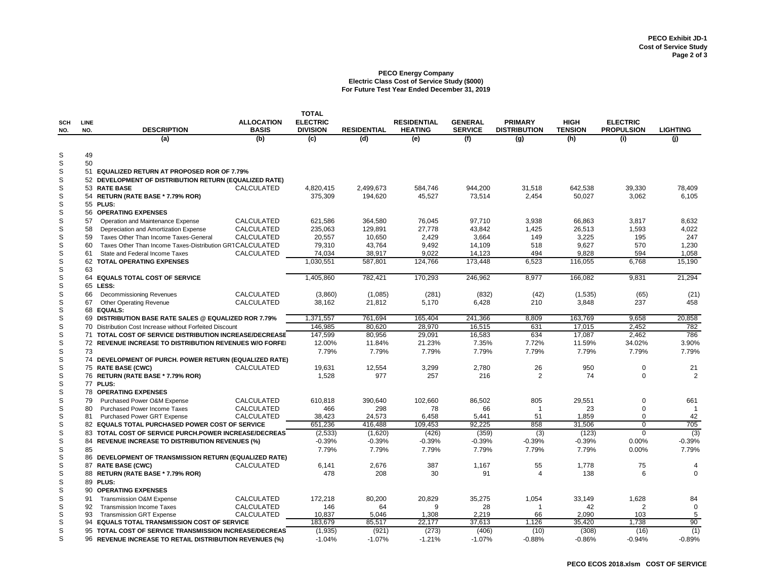PECO Exhibit JD-1
Cost of Service Study

**PECO Energy Company**
**Electric Class Cost of Service Study ($000)**
**For Future Test Year Ended December 31, 2019**

| SCH NO. | LINE NO. | DESCRIPTION | ALLOCATION BASIS | TOTAL ELECTRIC DIVISION | RESIDENTIAL | RESIDENTIAL HEATING | GENERAL SERVICE | PRIMARY DISTRIBUTION | HIGH TENSION | ELECTRIC PROPULSION | LIGHTING |
|---|---|---|---|---|---|---|---|---|---|---|---|
| | | (a) | (b) | (c) | (d) | (e) | (f) | (g) | (h) | (i) | (j) |
| S | 49 | | | | | | | | | | |
| S | 50 | | | | | | | | | | |
| S | 51 | **EQUALIZED RETURN AT PROPOSED ROR OF 7.79%** | | | | | | | | | |
| S | 52 | **DEVELOPMENT OF DISTRIBUTION RETURN (EQUALIZED RATE)** | | | | | | | | | |
| S | 53 | **RATE BASE** | CALCULATED | 4,820,415 | 2,499,673 | 584,746 | 944,200 | 31,518 | 642,538 | 39,330 | 78,409 |
| S | 54 | **RETURN (RATE BASE * 7.79% ROR)** | | 375,309 | 194,620 | 45,527 | 73,514 | 2,454 | 50,027 | 3,062 | 6,105 |
| S | 55 | **PLUS:** | | | | | | | | | |
| S | 56 | **OPERATING EXPENSES** | | | | | | | | | |
| S | 57 | Operation and Maintenance Expense | CALCULATED | 621,586 | 364,580 | 76,045 | 97,710 | 3,938 | 66,863 | 3,817 | 8,632 |
| S | 58 | Depreciation and Amortization Expense | CALCULATED | 235,063 | 129,891 | 27,778 | 43,842 | 1,425 | 26,513 | 1,593 | 4,022 |
| S | 59 | Taxes Other Than Income Taxes-General | CALCULATED | 20,557 | 10,650 | 2,429 | 3,664 | 149 | 3,225 | 195 | 247 |
| S | 60 | Taxes Other Than Income Taxes-Distribution GRT | CALCULATED | 79,310 | 43,764 | 9,492 | 14,109 | 518 | 9,627 | 570 | 1,230 |
| S | 61 | State and Federal Income Taxes | CALCULATED | 74,034 | 38,917 | 9,022 | 14,123 | 494 | 9,828 | 594 | 1,058 |
| S | 62 | **TOTAL OPERATING EXPENSES** | | 1,030,551 | 587,801 | 124,766 | 173,448 | 6,523 | 116,055 | 6,768 | 15,190 |
| S | 63 | | | | | | | | | | |
| S | 64 | **EQUALS TOTAL COST OF SERVICE** | | 1,405,860 | 782,421 | 170,293 | 246,962 | 8,977 | 166,082 | 9,831 | 21,294 |
| S | 65 | **LESS:** | | | | | | | | | |
| S | 66 | Decommissioning Revenues | CALCULATED | (3,860) | (1,085) | (281) | (832) | (42) | (1,535) | (65) | (21) |
| S | 67 | Other Operating Revenue | CALCULATED | 38,162 | 21,812 | 5,170 | 6,428 | 210 | 3,848 | 237 | 458 |
| S | 68 | **EQUALS:** | | | | | | | | | |
| S | 69 | **DISTRIBUTION BASE RATE SALES @ EQUALIZED ROR 7.79%** | | 1,371,557 | 761,694 | 165,404 | 241,366 | 8,809 | 163,769 | 9,658 | 20,858 |
| S | 70 | Distribution Cost Increase without Forfeited Discount | | 146,985 | 80,620 | 28,970 | 16,515 | 631 | 17,015 | 2,452 | 782 |
| S | 71 | **TOTAL COST OF SERVICE DISTRIBUTION INCREASE/DECREASE** | | 147,599 | 80,956 | 29,091 | 16,583 | 634 | 17,087 | 2,462 | 786 |
| S | 72 | **REVENUE INCREASE TO DISTRIBUTION REVENUES W/O FORFEI** | | 12.00% | 11.84% | 21.23% | 7.35% | 7.72% | 11.59% | 34.02% | 3.90% |
| S | 73 | | | 7.79% | 7.79% | 7.79% | 7.79% | 7.79% | 7.79% | 7.79% | 7.79% |
| S | 74 | **DEVELOPMENT OF PURCH. POWER RETURN (EQUALIZED RATE)** | | | | | | | | | |
| S | 75 | **RATE BASE (CWC)** | CALCULATED | 19,631 | 12,554 | 3,299 | 2,780 | 26 | 950 | 0 | 21 |
| S | 76 | **RETURN (RATE BASE * 7.79% ROR)** | | 1,528 | 977 | 257 | 216 | 2 | 74 | 0 | 2 |
| S | 77 | **PLUS:** | | | | | | | | | |
| S | 78 | **OPERATING EXPENSES** | | | | | | | | | |
| S | 79 | Purchased Power O&M Expense | CALCULATED | 610,818 | 390,640 | 102,660 | 86,502 | 805 | 29,551 | 0 | 661 |
| S | 80 | Purchased Power Income Taxes | CALCULATED | 466 | 298 | 78 | 66 | 1 | 23 | 0 | 1 |
| S | 81 | Purchased Power GRT Expense | CALCULATED | 38,423 | 24,573 | 6,458 | 5,441 | 51 | 1,859 | 0 | 42 |
| S | 82 | **EQUALS TOTAL PURCHASED POWER COST OF SERVICE** | | 651,236 | 416,488 | 109,453 | 92,225 | 858 | 31,506 | 0 | 705 |
| S | 83 | **TOTAL COST OF SERVICE PURCH.POWER INCREASE/DECREAS** | | (2,533) | (1,620) | (426) | (359) | (3) | (123) | 0 | (3) |
| S | 84 | **REVENUE INCREASE TO DISTRIBUTION REVENUES (%)** | | -0.39% | -0.39% | -0.39% | -0.39% | -0.39% | -0.39% | 0.00% | -0.39% |
| S | 85 | | | 7.79% | 7.79% | 7.79% | 7.79% | 7.79% | 7.79% | 0.00% | 7.79% |
| S | 86 | **DEVELOPMENT OF TRANSMISSION RETURN (EQUALIZED RATE)** | | | | | | | | | |
| S | 87 | **RATE BASE (CWC)** | CALCULATED | 6,141 | 2,676 | 387 | 1,167 | 55 | 1,778 | 75 | 4 |
| S | 88 | **RETURN (RATE BASE * 7.79% ROR)** | | 478 | 208 | 30 | 91 | 4 | 138 | 6 | 0 |
| S | 89 | **PLUS:** | | | | | | | | | |
| S | 90 | **OPERATING EXPENSES** | | | | | | | | | |
| S | 91 | Transmission O&M Expense | CALCULATED | 172,218 | 80,200 | 20,829 | 35,275 | 1,054 | 33,149 | 1,628 | 84 |
| S | 92 | Transmission Income Taxes | CALCULATED | 146 | 64 | 9 | 28 | 1 | 42 | 2 | 0 |
| S | 93 | Transmission GRT Expense | CALCULATED | 10,837 | 5,046 | 1,308 | 2,219 | 66 | 2,090 | 103 | 5 |
| S | 94 | **EQUALS TOTAL TRANSMISSION COST OF SERVICE** | | 183,679 | 85,517 | 22,177 | 37,613 | 1,126 | 35,420 | 1,738 | 90 |
| S | 95 | **TOTAL COST OF SERVICE TRANSMISSION INCREASE/DECREAS** | | (1,935) | (921) | (273) | (406) | (10) | (308) | (16) | (1) |
| S | 96 | **REVENUE INCREASE TO RETAIL DISTRIBUTION REVENUES (%)** | | -1.04% | -1.07% | -1.21% | -1.07% | -0.88% | -0.86% | -0.94% | -0.89% |

PECO ECOS 2018.xlsm COST OF SERVICE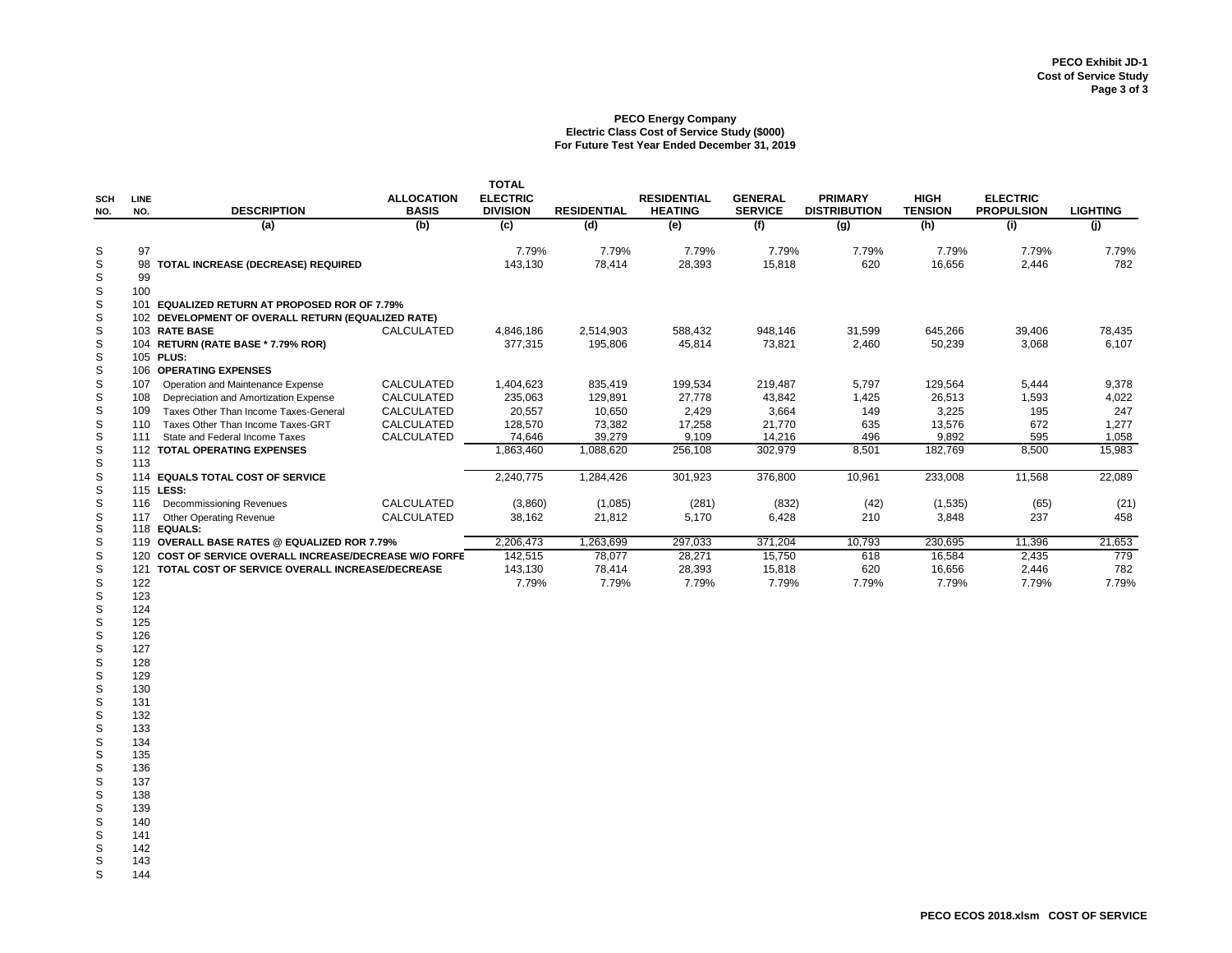**PECO Exhibit JD-1**
**Cost of Service Study**

**PECO Energy Company**
**Electric Class Cost of Service Study ($000)**
**For Future Test Year Ended December 31, 2019**

| SCH NO. | LINE NO. | DESCRIPTION | ALLOCATION BASIS | TOTAL ELECTRIC DIVISION | RESIDENTIAL | RESIDENTIAL HEATING | GENERAL SERVICE | PRIMARY DISTRIBUTION | HIGH TENSION | ELECTRIC PROPULSION | LIGHTING |
|---|---|---|---|---|---|---|---|---|---|---|---|
| | | (a) | (b) | (c) | (d) | (e) | (f) | (g) | (h) | (i) | (j) |
| S | 97 | | | 7.79% | 7.79% | 7.79% | 7.79% | 7.79% | 7.79% | 7.79% | 7.79% |
| S | 98 | **TOTAL INCREASE (DECREASE) REQUIRED** | | 143,130 | 78,414 | 28,393 | 15,818 | 620 | 16,656 | 2,446 | 782 |
| S | 99 | | | | | | | | | | |
| S | 100 | | | | | | | | | | |
| S | 101 | **EQUALIZED RETURN AT PROPOSED ROR OF 7.79%** | | | | | | | | | |
| S | 102 | **DEVELOPMENT OF OVERALL RETURN (EQUALIZED RATE)** | | | | | | | | | |
| S | 103 | **RATE BASE** | CALCULATED | 4,846,186 | 2,514,903 | 588,432 | 948,146 | 31,599 | 645,266 | 39,406 | 78,435 |
| S | 104 | **RETURN (RATE BASE * 7.79% ROR)** | | 377,315 | 195,806 | 45,814 | 73,821 | 2,460 | 50,239 | 3,068 | 6,107 |
| S | 105 | **PLUS:** | | | | | | | | | |
| S | 106 | **OPERATING EXPENSES** | | | | | | | | | |
| S | 107 | Operation and Maintenance Expense | CALCULATED | 1,404,623 | 835,419 | 199,534 | 219,487 | 5,797 | 129,564 | 5,444 | 9,378 |
| S | 108 | Depreciation and Amortization Expense | CALCULATED | 235,063 | 129,891 | 27,778 | 43,842 | 1,425 | 26,513 | 1,593 | 4,022 |
| S | 109 | Taxes Other Than Income Taxes-General | CALCULATED | 20,557 | 10,650 | 2,429 | 3,664 | 149 | 3,225 | 195 | 247 |
| S | 110 | Taxes Other Than Income Taxes-GRT | CALCULATED | 128,570 | 73,382 | 17,258 | 21,770 | 635 | 13,576 | 672 | 1,277 |
| S | 111 | State and Federal Income Taxes | CALCULATED | 74,646 | 39,279 | 9,109 | 14,216 | 496 | 9,892 | 595 | 1,058 |
| S | 112 | **TOTAL OPERATING EXPENSES** | | 1,863,460 | 1,088,620 | 256,108 | 302,979 | 8,501 | 182,769 | 8,500 | 15,983 |
| S | 113 | | | | | | | | | | |
| S | 114 | **EQUALS TOTAL COST OF SERVICE** | | 2,240,775 | 1,284,426 | 301,923 | 376,800 | 10,961 | 233,008 | 11,568 | 22,089 |
| S | 115 | **LESS:** | | | | | | | | | |
| S | 116 | Decommissioning Revenues | CALCULATED | (3,860) | (1,085) | (281) | (832) | (42) | (1,535) | (65) | (21) |
| S | 117 | Other Operating Revenue | CALCULATED | 38,162 | 21,812 | 5,170 | 6,428 | 210 | 3,848 | 237 | 458 |
| S | 118 | **EQUALS:** | | | | | | | | | |
| S | 119 | **OVERALL BASE RATES @ EQUALIZED ROR 7.79%** | | 2,206,473 | 1,263,699 | 297,033 | 371,204 | 10,793 | 230,695 | 11,396 | 21,653 |
| S | 120 | **COST OF SERVICE OVERALL INCREASE/DECREASE W/O FORFE** | | 142,515 | 78,077 | 28,271 | 15,750 | 618 | 16,584 | 2,435 | 779 |
| S | 121 | **TOTAL COST OF SERVICE OVERALL INCREASE/DECREASE** | | 143,130 | 78,414 | 28,393 | 15,818 | 620 | 16,656 | 2,446 | 782 |
| S | 122 | | | 7.79% | 7.79% | 7.79% | 7.79% | 7.79% | 7.79% | 7.79% | 7.79% |
| S | 123 | | | | | | | | | | |
| S | 124 | | | | | | | | | | |
| S | 125 | | | | | | | | | | |
| S | 126 | | | | | | | | | | |
| S | 127 | | | | | | | | | | |
| S | 128 | | | | | | | | | | |
| S | 129 | | | | | | | | | | |
| S | 130 | | | | | | | | | | |
| S | 131 | | | | | | | | | | |
| S | 132 | | | | | | | | | | |
| S | 133 | | | | | | | | | | |
| S | 134 | | | | | | | | | | |
| S | 135 | | | | | | | | | | |
| S | 136 | | | | | | | | | | |
| S | 137 | | | | | | | | | | |
| S | 138 | | | | | | | | | | |
| S | 139 | | | | | | | | | | |
| S | 140 | | | | | | | | | | |
| S | 141 | | | | | | | | | | |
| S | 142 | | | | | | | | | | |
| S | 143 | | | | | | | | | | |
| S | 144 | | | | | | | | | | |

**PECO ECOS 2018.xlsm COST OF SERVICE**